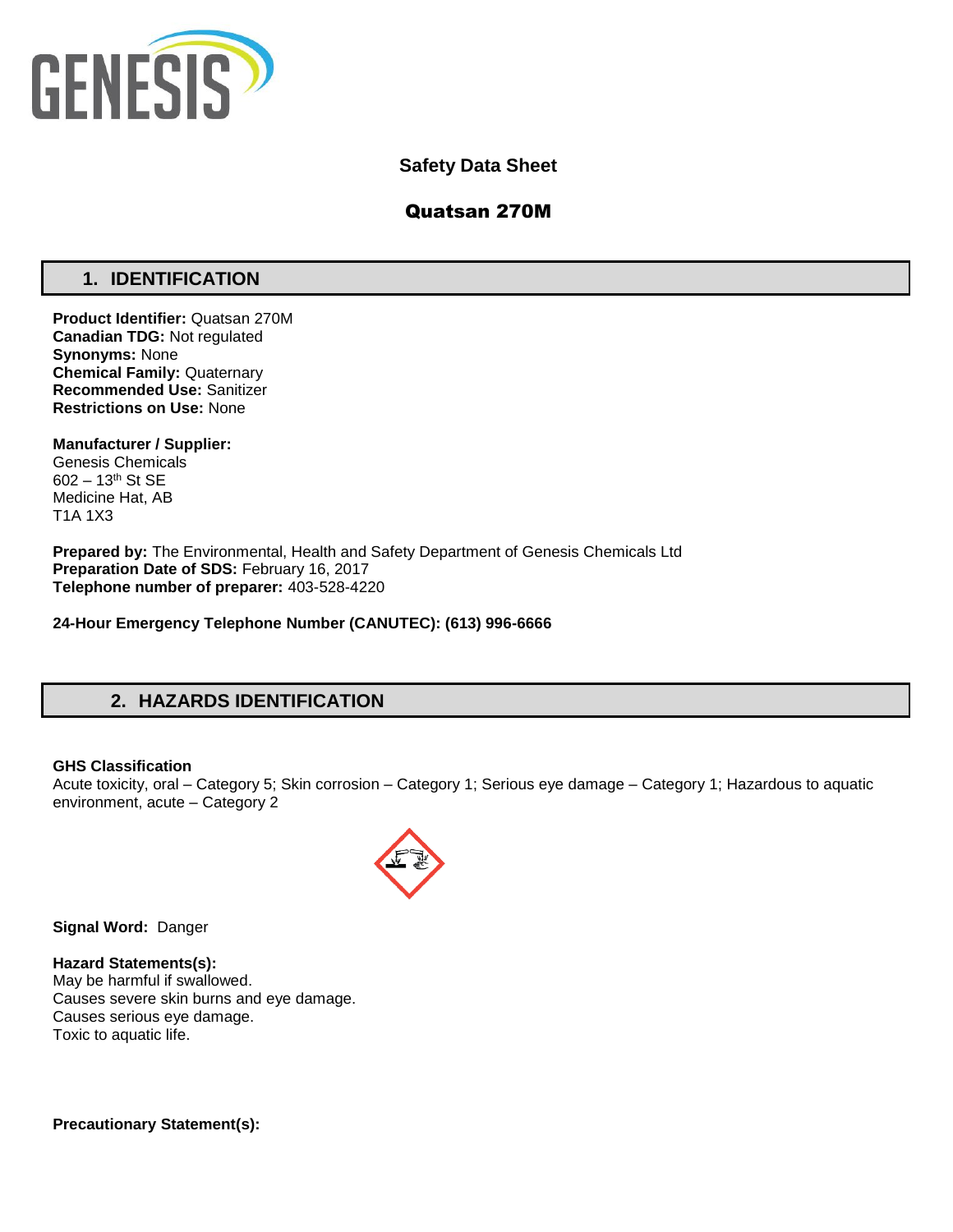**Safety Data Sheet**

**Quatsan 270M**

## 1. IDENTIFICATION

**Product Identifier:** Quatsan 270M
**Canadian TDG:** Not regulated
**Synonyms:** None
**Chemical Family:** Quaternary
**Recommended Use:** Sanitizer
**Restrictions on Use:** None

**Manufacturer / Supplier:**
Genesis Chemicals
602 – 13th St SE
Medicine Hat, AB
T1A 1X3

**Prepared by:** The Environmental, Health and Safety Department of Genesis Chemicals Ltd
**Preparation Date of SDS:** February 16, 2017
**Telephone number of preparer:** 403-528-4220

**24-Hour Emergency Telephone Number (CANUTEC): (613) 996-6666**

## 2. HAZARDS IDENTIFICATION

**GHS Classification**
Acute toxicity, oral – Category 5; Skin corrosion – Category 1; Serious eye damage – Category 1; Hazardous to aquatic environment, acute – Category 2

**Signal Word:** Danger

**Hazard Statements(s):**
May be harmful if swallowed.
Causes severe skin burns and eye damage.
Causes serious eye damage.
Toxic to aquatic life.

**Precautionary Statement(s):**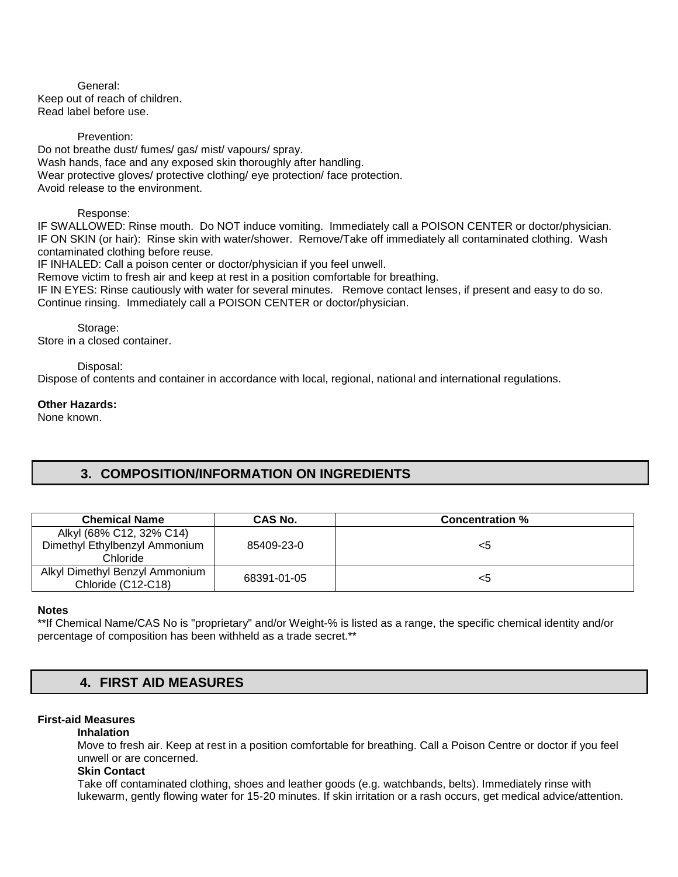General:

Keep out of reach of children.
Read label before use.

Prevention:

Do not breathe dust/ fumes/ gas/ mist/ vapours/ spray.
Wash hands, face and any exposed skin thoroughly after handling.
Wear protective gloves/ protective clothing/ eye protection/ face protection.
Avoid release to the environment.

Response:

IF SWALLOWED: Rinse mouth. Do NOT induce vomiting. Immediately call a POISON CENTER or doctor/physician.
IF ON SKIN (or hair): Rinse skin with water/shower. Remove/Take off immediately all contaminated clothing. Wash contaminated clothing before reuse.
IF INHALED: Call a poison center or doctor/physician if you feel unwell.
Remove victim to fresh air and keep at rest in a position comfortable for breathing.
IF IN EYES: Rinse cautiously with water for several minutes. Remove contact lenses, if present and easy to do so. Continue rinsing. Immediately call a POISON CENTER or doctor/physician.

Storage:

Store in a closed container.

Disposal:

Dispose of contents and container in accordance with local, regional, national and international regulations.

**Other Hazards:**
None known.

## 3. COMPOSITION/INFORMATION ON INGREDIENTS

| Chemical Name | CAS No. | Concentration % |
| --- | --- | --- |
| Alkyl (68% C12, 32% C14) Dimethyl Ethylbenzyl Ammonium Chloride | 85409-23-0 | <5 |
| Alkyl Dimethyl Benzyl Ammonium Chloride (C12-C18) | 68391-01-05 | <5 |

**Notes**
**If Chemical Name/CAS No is "proprietary" and/or Weight-% is listed as a range, the specific chemical identity and/or percentage of composition has been withheld as a trade secret.**

## 4. FIRST AID MEASURES

**First-aid Measures**

**Inhalation**

Move to fresh air. Keep at rest in a position comfortable for breathing. Call a Poison Centre or doctor if you feel unwell or are concerned.

**Skin Contact**

Take off contaminated clothing, shoes and leather goods (e.g. watchbands, belts). Immediately rinse with lukewarm, gently flowing water for 15-20 minutes. If skin irritation or a rash occurs, get medical advice/attention.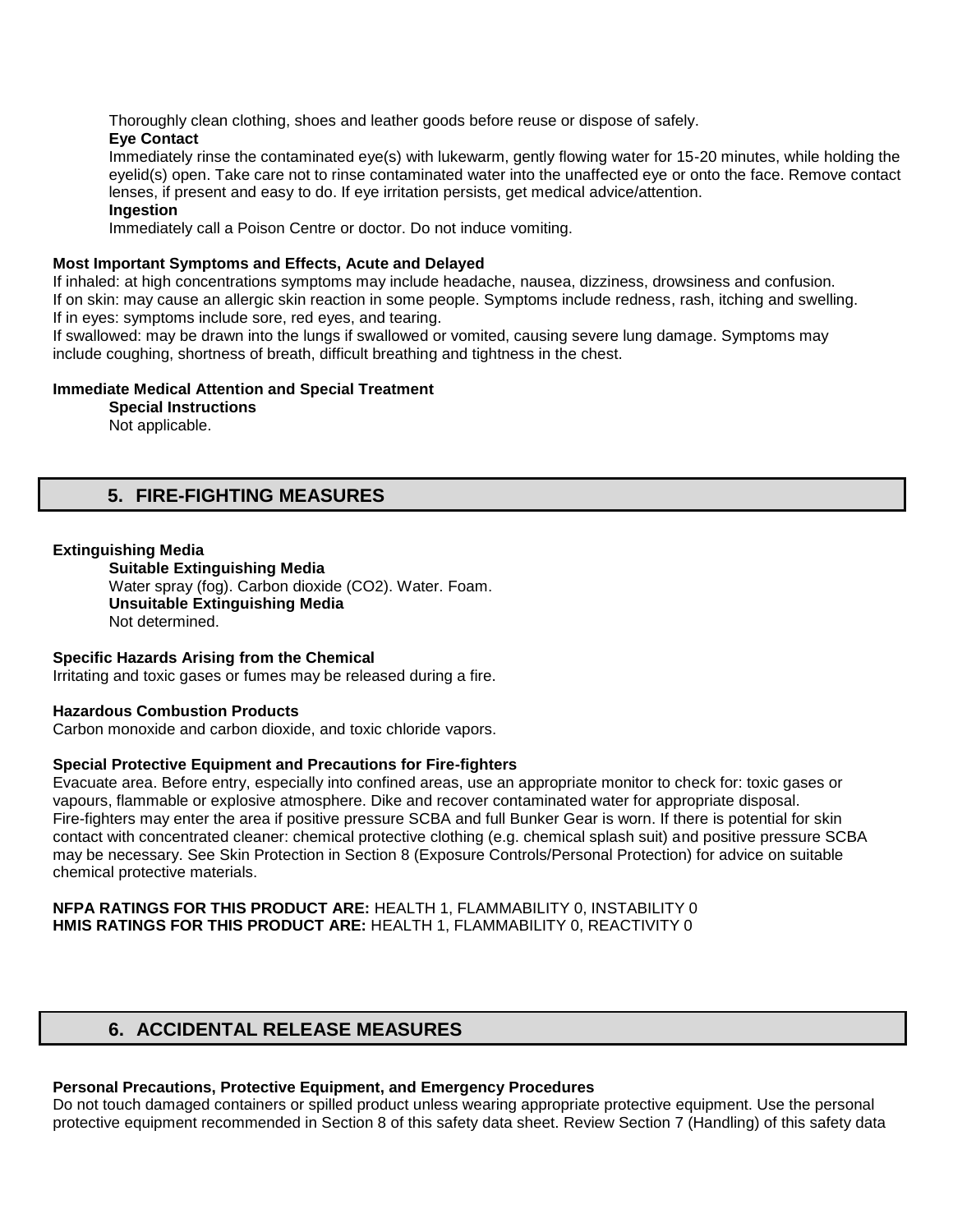Thoroughly clean clothing, shoes and leather goods before reuse or dispose of safely.

**Eye Contact**

Immediately rinse the contaminated eye(s) with lukewarm, gently flowing water for 15-20 minutes, while holding the eyelid(s) open. Take care not to rinse contaminated water into the unaffected eye or onto the face. Remove contact lenses, if present and easy to do. If eye irritation persists, get medical advice/attention.

**Ingestion**

Immediately call a Poison Centre or doctor. Do not induce vomiting.

**Most Important Symptoms and Effects, Acute and Delayed**

If inhaled: at high concentrations symptoms may include headache, nausea, dizziness, drowsiness and confusion.
If on skin: may cause an allergic skin reaction in some people. Symptoms include redness, rash, itching and swelling.
If in eyes: symptoms include sore, red eyes, and tearing.
If swallowed: may be drawn into the lungs if swallowed or vomited, causing severe lung damage. Symptoms may include coughing, shortness of breath, difficult breathing and tightness in the chest.

**Immediate Medical Attention and Special Treatment**

**Special Instructions**

Not applicable.

## 5. FIRE-FIGHTING MEASURES

**Extinguishing Media**

**Suitable Extinguishing Media**

Water spray (fog). Carbon dioxide ($CO_2$). Water. Foam.

**Unsuitable Extinguishing Media**

Not determined.

**Specific Hazards Arising from the Chemical**

Irritating and toxic gases or fumes may be released during a fire.

**Hazardous Combustion Products**

Carbon monoxide and carbon dioxide, and toxic chloride vapors.

**Special Protective Equipment and Precautions for Fire-fighters**

Evacuate area. Before entry, especially into confined areas, use an appropriate monitor to check for: toxic gases or vapours, flammable or explosive atmosphere. Dike and recover contaminated water for appropriate disposal.
Fire-fighters may enter the area if positive pressure SCBA and full Bunker Gear is worn. If there is potential for skin contact with concentrated cleaner: chemical protective clothing (e.g. chemical splash suit) and positive pressure SCBA may be necessary. See Skin Protection in Section 8 (Exposure Controls/Personal Protection) for advice on suitable chemical protective materials.

**NFPA RATINGS FOR THIS PRODUCT ARE:** HEALTH 1, FLAMMABILITY 0, INSTABILITY 0
**HMIS RATINGS FOR THIS PRODUCT ARE:** HEALTH 1, FLAMMABILITY 0, REACTIVITY 0

## 6. ACCIDENTAL RELEASE MEASURES

**Personal Precautions, Protective Equipment, and Emergency Procedures**

Do not touch damaged containers or spilled product unless wearing appropriate protective equipment. Use the personal protective equipment recommended in Section 8 of this safety data sheet. Review Section 7 (Handling) of this safety data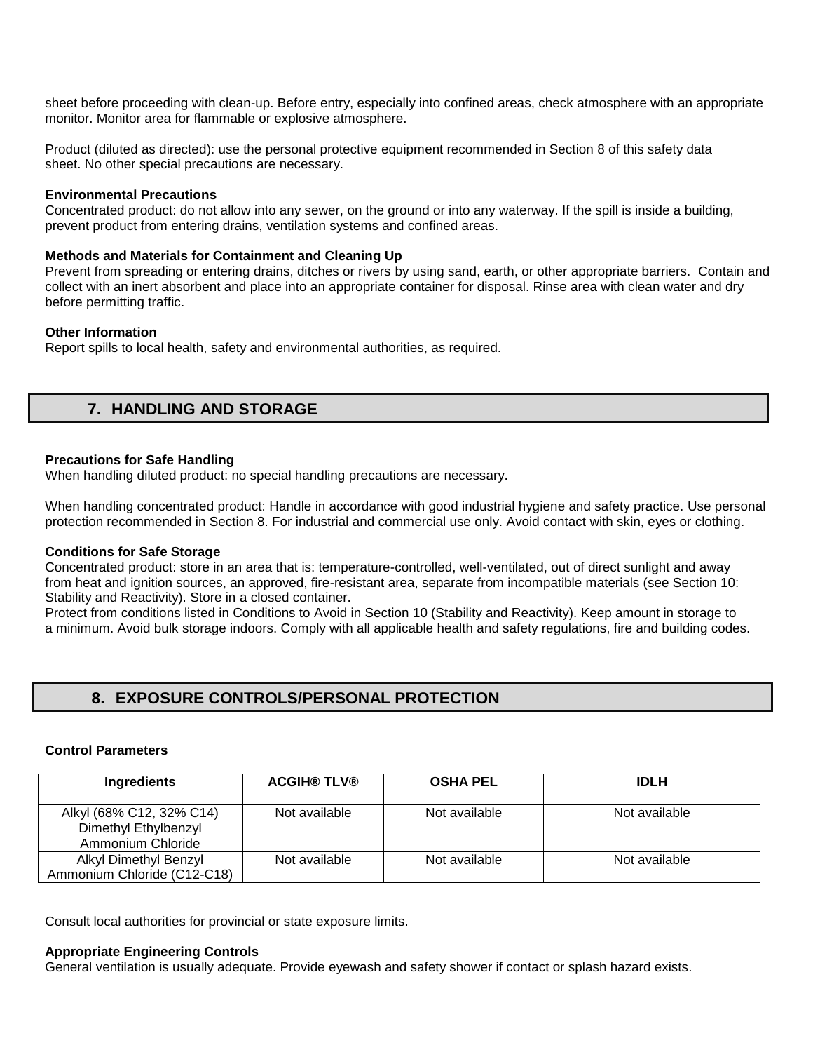sheet before proceeding with clean-up. Before entry, especially into confined areas, check atmosphere with an appropriate monitor. Monitor area for flammable or explosive atmosphere.

Product (diluted as directed): use the personal protective equipment recommended in Section 8 of this safety data sheet. No other special precautions are necessary.

**Environmental Precautions**
Concentrated product: do not allow into any sewer, on the ground or into any waterway. If the spill is inside a building, prevent product from entering drains, ventilation systems and confined areas.

**Methods and Materials for Containment and Cleaning Up**
Prevent from spreading or entering drains, ditches or rivers by using sand, earth, or other appropriate barriers. Contain and collect with an inert absorbent and place into an appropriate container for disposal. Rinse area with clean water and dry before permitting traffic.

**Other Information**
Report spills to local health, safety and environmental authorities, as required.

## 7. HANDLING AND STORAGE

**Precautions for Safe Handling**
When handling diluted product: no special handling precautions are necessary.

When handling concentrated product: Handle in accordance with good industrial hygiene and safety practice. Use personal protection recommended in Section 8. For industrial and commercial use only. Avoid contact with skin, eyes or clothing.

**Conditions for Safe Storage**
Concentrated product: store in an area that is: temperature-controlled, well-ventilated, out of direct sunlight and away from heat and ignition sources, an approved, fire-resistant area, separate from incompatible materials (see Section 10: Stability and Reactivity). Store in a closed container.
Protect from conditions listed in Conditions to Avoid in Section 10 (Stability and Reactivity). Keep amount in storage to a minimum. Avoid bulk storage indoors. Comply with all applicable health and safety regulations, fire and building codes.

## 8. EXPOSURE CONTROLS/PERSONAL PROTECTION

**Control Parameters**

| Ingredients | ACGIH® TLV® | OSHA PEL | IDLH |
|---|---|---|---|
| Alkyl (68% C12, 32% C14) Dimethyl Ethylbenzyl Ammonium Chloride | Not available | Not available | Not available |
| Alkyl Dimethyl Benzyl Ammonium Chloride (C12-C18) | Not available | Not available | Not available |

Consult local authorities for provincial or state exposure limits.

**Appropriate Engineering Controls**
General ventilation is usually adequate. Provide eyewash and safety shower if contact or splash hazard exists.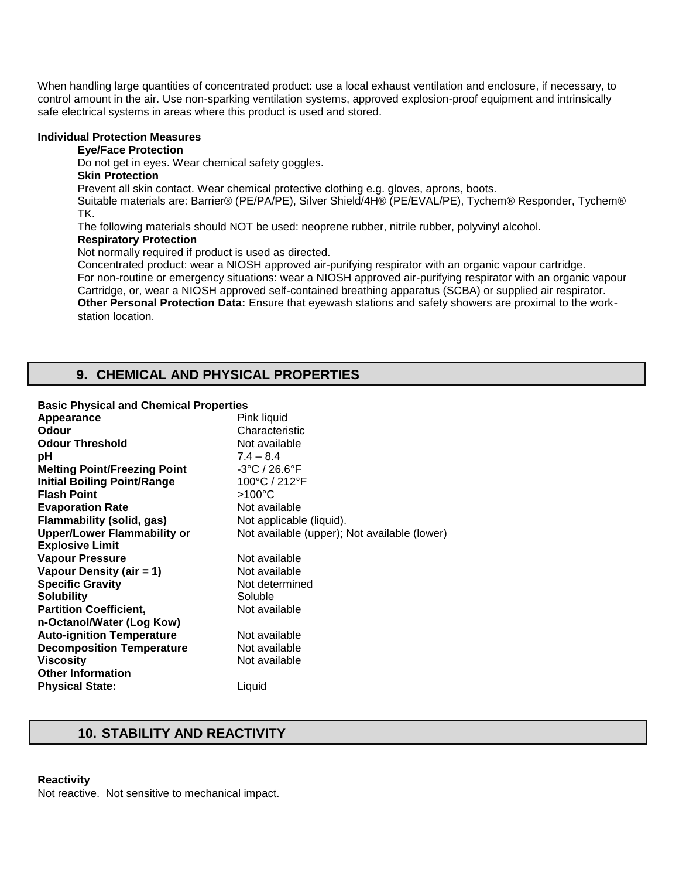When handling large quantities of concentrated product: use a local exhaust ventilation and enclosure, if necessary, to control amount in the air. Use non-sparking ventilation systems, approved explosion-proof equipment and intrinsically safe electrical systems in areas where this product is used and stored.

**Individual Protection Measures**

**Eye/Face Protection**

Do not get in eyes. Wear chemical safety goggles.

**Skin Protection**

Prevent all skin contact. Wear chemical protective clothing e.g. gloves, aprons, boots.

Suitable materials are: Barrier® (PE/PA/PE), Silver Shield/4H® (PE/EVAL/PE), Tychem® Responder, Tychem® TK.

The following materials should NOT be used: neoprene rubber, nitrile rubber, polyvinyl alcohol.

**Respiratory Protection**

Not normally required if product is used as directed.

Concentrated product: wear a NIOSH approved air-purifying respirator with an organic vapour cartridge.

For non-routine or emergency situations: wear a NIOSH approved air-purifying respirator with an organic vapour Cartridge, or, wear a NIOSH approved self-contained breathing apparatus (SCBA) or supplied air respirator.

**Other Personal Protection Data:** Ensure that eyewash stations and safety showers are proximal to the work-station location.

## 9. CHEMICAL AND PHYSICAL PROPERTIES

**Basic Physical and Chemical Properties**

| | |
|---|---|
| **Appearance** | Pink liquid |
| **Odour** | Characteristic |
| **Odour Threshold** | Not available |
| **pH** | 7.4 – 8.4 |
| **Melting Point/Freezing Point** | -3°C / 26.6°F |
| **Initial Boiling Point/Range** | 100°C / 212°F |
| **Flash Point** | >100°C |
| **Evaporation Rate** | Not available |
| **Flammability (solid, gas)** | Not applicable (liquid). |
| **Upper/Lower Flammability or Explosive Limit** | Not available (upper); Not available (lower) |
| **Vapour Pressure** | Not available |
| **Vapour Density (air = 1)** | Not available |
| **Specific Gravity** | Not determined |
| **Solubility** | Soluble |
| **Partition Coefficient, n-Octanol/Water (Log Kow)** | Not available |
| **Auto-ignition Temperature** | Not available |
| **Decomposition Temperature** | Not available |
| **Viscosity** | Not available |
| **Other Information** | |
| **Physical State:** | Liquid |

## 10. STABILITY AND REACTIVITY

**Reactivity**

Not reactive. Not sensitive to mechanical impact.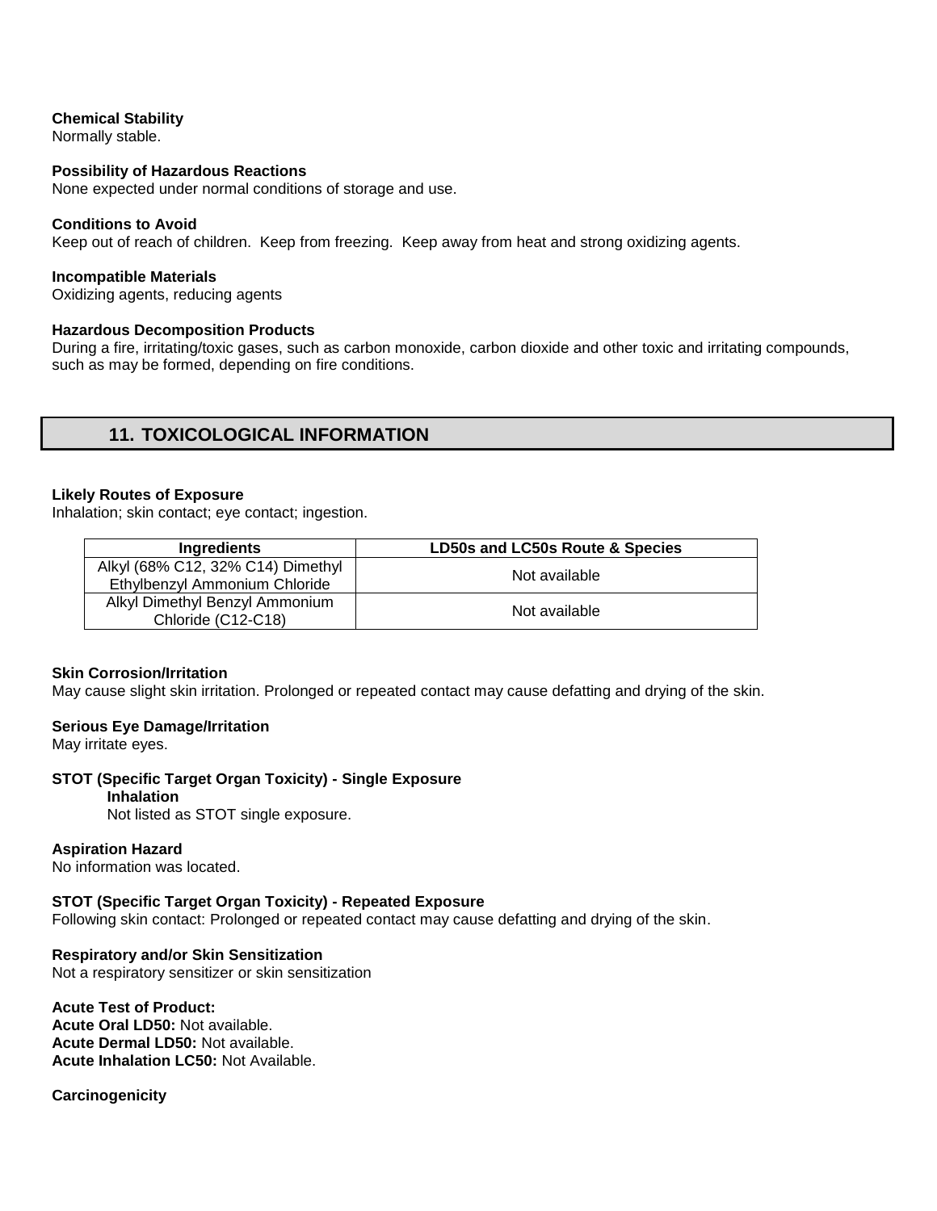**Chemical Stability**
Normally stable.

**Possibility of Hazardous Reactions**
None expected under normal conditions of storage and use.

**Conditions to Avoid**
Keep out of reach of children. Keep from freezing. Keep away from heat and strong oxidizing agents.

**Incompatible Materials**
Oxidizing agents, reducing agents

**Hazardous Decomposition Products**
During a fire, irritating/toxic gases, such as carbon monoxide, carbon dioxide and other toxic and irritating compounds, such as may be formed, depending on fire conditions.

## 11. TOXICOLOGICAL INFORMATION

**Likely Routes of Exposure**
Inhalation; skin contact; eye contact; ingestion.

| Ingredients | LD50s and LC50s Route & Species |
|---|---|
| Alkyl (68% C12, 32% C14) Dimethyl Ethylbenzyl Ammonium Chloride | Not available |
| Alkyl Dimethyl Benzyl Ammonium Chloride (C12-C18) | Not available |

**Skin Corrosion/Irritation**
May cause slight skin irritation. Prolonged or repeated contact may cause defatting and drying of the skin.

**Serious Eye Damage/Irritation**
May irritate eyes.

**STOT (Specific Target Organ Toxicity) - Single Exposure**
**Inhalation**
Not listed as STOT single exposure.

**Aspiration Hazard**
No information was located.

**STOT (Specific Target Organ Toxicity) - Repeated Exposure**
Following skin contact: Prolonged or repeated contact may cause defatting and drying of the skin.

**Respiratory and/or Skin Sensitization**
Not a respiratory sensitizer or skin sensitization

**Acute Test of Product:**
**Acute Oral LD50:** Not available.
**Acute Dermal LD50:** Not available.
**Acute Inhalation LC50:** Not Available.

**Carcinogenicity**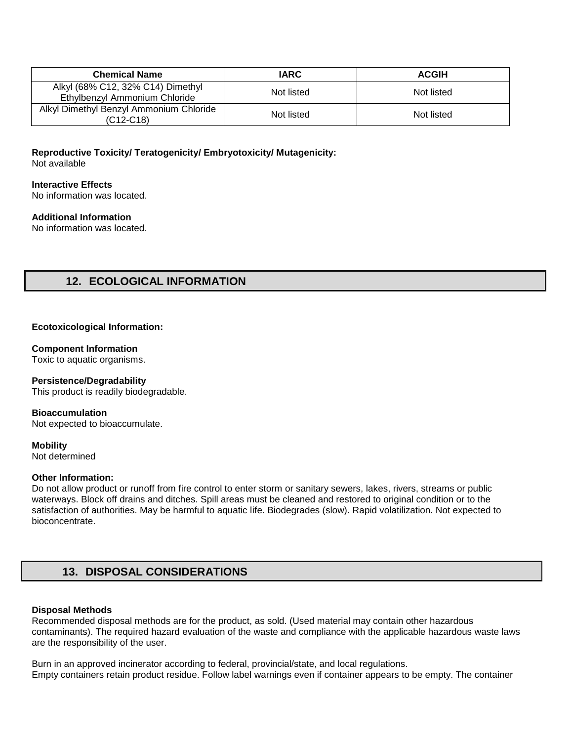| Chemical Name | IARC | ACGIH |
| --- | --- | --- |
| Alkyl (68% C12, 32% C14) Dimethyl Ethylbenzyl Ammonium Chloride | Not listed | Not listed |
| Alkyl Dimethyl Benzyl Ammonium Chloride (C12-C18) | Not listed | Not listed |

**Reproductive Toxicity/ Teratogenicity/ Embryotoxicity/ Mutagenicity:**
Not available

**Interactive Effects**
No information was located.

**Additional Information**
No information was located.

## 12. ECOLOGICAL INFORMATION

**Ecotoxicological Information:**

**Component Information**
Toxic to aquatic organisms.

**Persistence/Degradability**
This product is readily biodegradable.

**Bioaccumulation**
Not expected to bioaccumulate.

**Mobility**
Not determined

**Other Information:**
Do not allow product or runoff from fire control to enter storm or sanitary sewers, lakes, rivers, streams or public waterways. Block off drains and ditches. Spill areas must be cleaned and restored to original condition or to the satisfaction of authorities. May be harmful to aquatic life. Biodegrades (slow). Rapid volatilization. Not expected to bioconcentrate.

## 13. DISPOSAL CONSIDERATIONS

**Disposal Methods**
Recommended disposal methods are for the product, as sold. (Used material may contain other hazardous contaminants). The required hazard evaluation of the waste and compliance with the applicable hazardous waste laws are the responsibility of the user.

Burn in an approved incinerator according to federal, provincial/state, and local regulations.
Empty containers retain product residue. Follow label warnings even if container appears to be empty. The container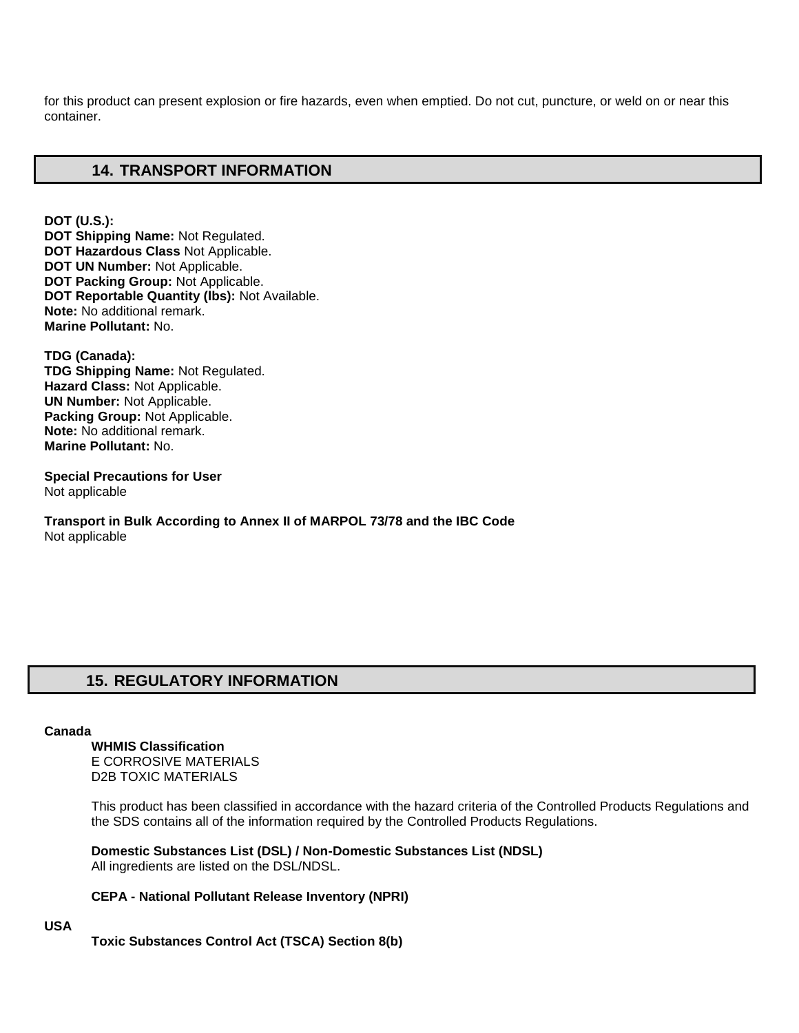for this product can present explosion or fire hazards, even when emptied. Do not cut, puncture, or weld on or near this container.

## 14. TRANSPORT INFORMATION

**DOT (U.S.):**
**DOT Shipping Name:** Not Regulated.
**DOT Hazardous Class** Not Applicable.
**DOT UN Number:** Not Applicable.
**DOT Packing Group:** Not Applicable.
**DOT Reportable Quantity (lbs):** Not Available.
**Note:** No additional remark.
**Marine Pollutant:** No.

**TDG (Canada):**
**TDG Shipping Name:** Not Regulated.
**Hazard Class:** Not Applicable.
**UN Number:** Not Applicable.
**Packing Group:** Not Applicable.
**Note:** No additional remark.
**Marine Pollutant:** No.

**Special Precautions for User**
Not applicable

**Transport in Bulk According to Annex II of MARPOL 73/78 and the IBC Code**
Not applicable

## 15. REGULATORY INFORMATION

**Canada**

**WHMIS Classification**
E CORROSIVE MATERIALS
D2B TOXIC MATERIALS

This product has been classified in accordance with the hazard criteria of the Controlled Products Regulations and the SDS contains all of the information required by the Controlled Products Regulations.

**Domestic Substances List (DSL) / Non-Domestic Substances List (NDSL)**
All ingredients are listed on the DSL/NDSL.

**CEPA - National Pollutant Release Inventory (NPRI)**

**USA**

**Toxic Substances Control Act (TSCA) Section 8(b)**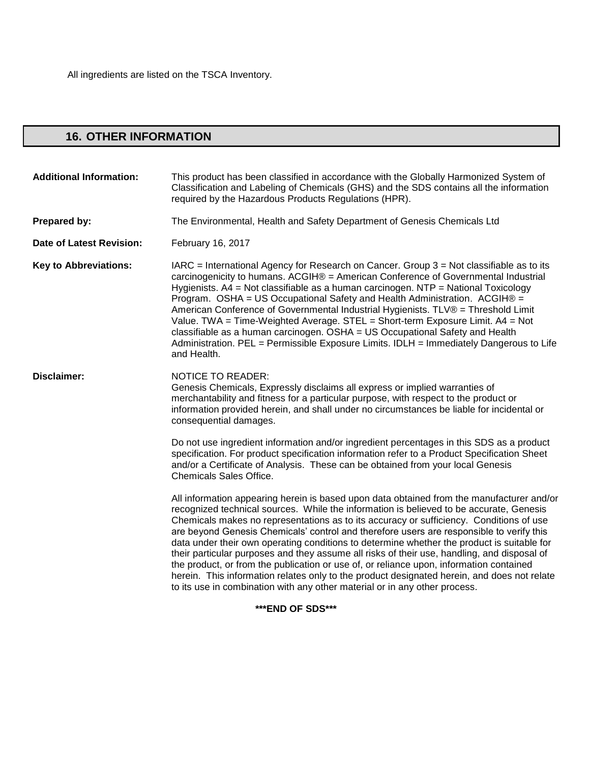All ingredients are listed on the TSCA Inventory.

## 16. OTHER INFORMATION

**Additional Information:** This product has been classified in accordance with the Globally Harmonized System of Classification and Labeling of Chemicals (GHS) and the SDS contains all the information required by the Hazardous Products Regulations (HPR).

**Prepared by:** The Environmental, Health and Safety Department of Genesis Chemicals Ltd

**Date of Latest Revision:** February 16, 2017

**Key to Abbreviations:** IARC = International Agency for Research on Cancer. Group 3 = Not classifiable as to its carcinogenicity to humans. ACGIH® = American Conference of Governmental Industrial Hygienists. A4 = Not classifiable as a human carcinogen. NTP = National Toxicology Program. OSHA = US Occupational Safety and Health Administration. ACGIH® = American Conference of Governmental Industrial Hygienists. TLV® = Threshold Limit Value. TWA = Time-Weighted Average. STEL = Short-term Exposure Limit. A4 = Not classifiable as a human carcinogen. OSHA = US Occupational Safety and Health Administration. PEL = Permissible Exposure Limits. IDLH = Immediately Dangerous to Life and Health.

**Disclaimer:** NOTICE TO READER:
Genesis Chemicals, Expressly disclaims all express or implied warranties of merchantability and fitness for a particular purpose, with respect to the product or information provided herein, and shall under no circumstances be liable for incidental or consequential damages.

Do not use ingredient information and/or ingredient percentages in this SDS as a product specification. For product specification information refer to a Product Specification Sheet and/or a Certificate of Analysis. These can be obtained from your local Genesis Chemicals Sales Office.

All information appearing herein is based upon data obtained from the manufacturer and/or recognized technical sources. While the information is believed to be accurate, Genesis Chemicals makes no representations as to its accuracy or sufficiency. Conditions of use are beyond Genesis Chemicals' control and therefore users are responsible to verify this data under their own operating conditions to determine whether the product is suitable for their particular purposes and they assume all risks of their use, handling, and disposal of the product, or from the publication or use of, or reliance upon, information contained herein. This information relates only to the product designated herein, and does not relate to its use in combination with any other material or in any other process.

**\*\*\*END OF SDS\*\*\***